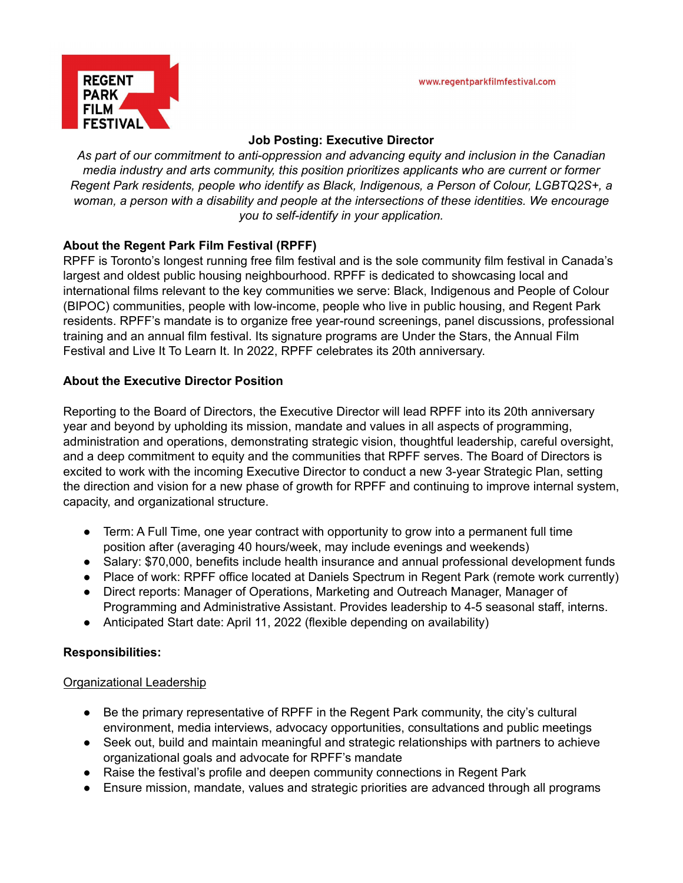REGENT PARK FILM FESTIVAL

www.regentparkfilmfestival.com

# Job Posting: Executive Director

*As part of our commitment to anti-oppression and advancing equity and inclusion in the Canadian media industry and arts community, this position prioritizes applicants who are current or former Regent Park residents, people who identify as Black, Indigenous, a Person of Colour, LGBTQ2S+, a woman, a person with a disability and people at the intersections of these identities. We encourage you to self-identify in your application.*

## About the Regent Park Film Festival (RPFF)

RPFF is Toronto's longest running free film festival and is the sole community film festival in Canada's largest and oldest public housing neighbourhood. RPFF is dedicated to showcasing local and international films relevant to the key communities we serve: Black, Indigenous and People of Colour (BIPOC) communities, people with low-income, people who live in public housing, and Regent Park residents. RPFF's mandate is to organize free year-round screenings, panel discussions, professional training and an annual film festival. Its signature programs are Under the Stars, the Annual Film Festival and Live It To Learn It. In 2022, RPFF celebrates its 20th anniversary.

## About the Executive Director Position

Reporting to the Board of Directors, the Executive Director will lead RPFF into its 20th anniversary year and beyond by upholding its mission, mandate and values in all aspects of programming, administration and operations, demonstrating strategic vision, thoughtful leadership, careful oversight, and a deep commitment to equity and the communities that RPFF serves. The Board of Directors is excited to work with the incoming Executive Director to conduct a new 3-year Strategic Plan, setting the direction and vision for a new phase of growth for RPFF and continuing to improve internal system, capacity, and organizational structure.

- Term: A Full Time, one year contract with opportunity to grow into a permanent full time position after (averaging 40 hours/week, may include evenings and weekends)
- Salary: $70,000, benefits include health insurance and annual professional development funds
- Place of work: RPFF office located at Daniels Spectrum in Regent Park (remote work currently)
- Direct reports: Manager of Operations, Marketing and Outreach Manager, Manager of Programming and Administrative Assistant. Provides leadership to 4-5 seasonal staff, interns.
- Anticipated Start date: April 11, 2022 (flexible depending on availability)

## Responsibilities:

### Organizational Leadership

- Be the primary representative of RPFF in the Regent Park community, the city's cultural environment, media interviews, advocacy opportunities, consultations and public meetings
- Seek out, build and maintain meaningful and strategic relationships with partners to achieve organizational goals and advocate for RPFF's mandate
- Raise the festival's profile and deepen community connections in Regent Park
- Ensure mission, mandate, values and strategic priorities are advanced through all programs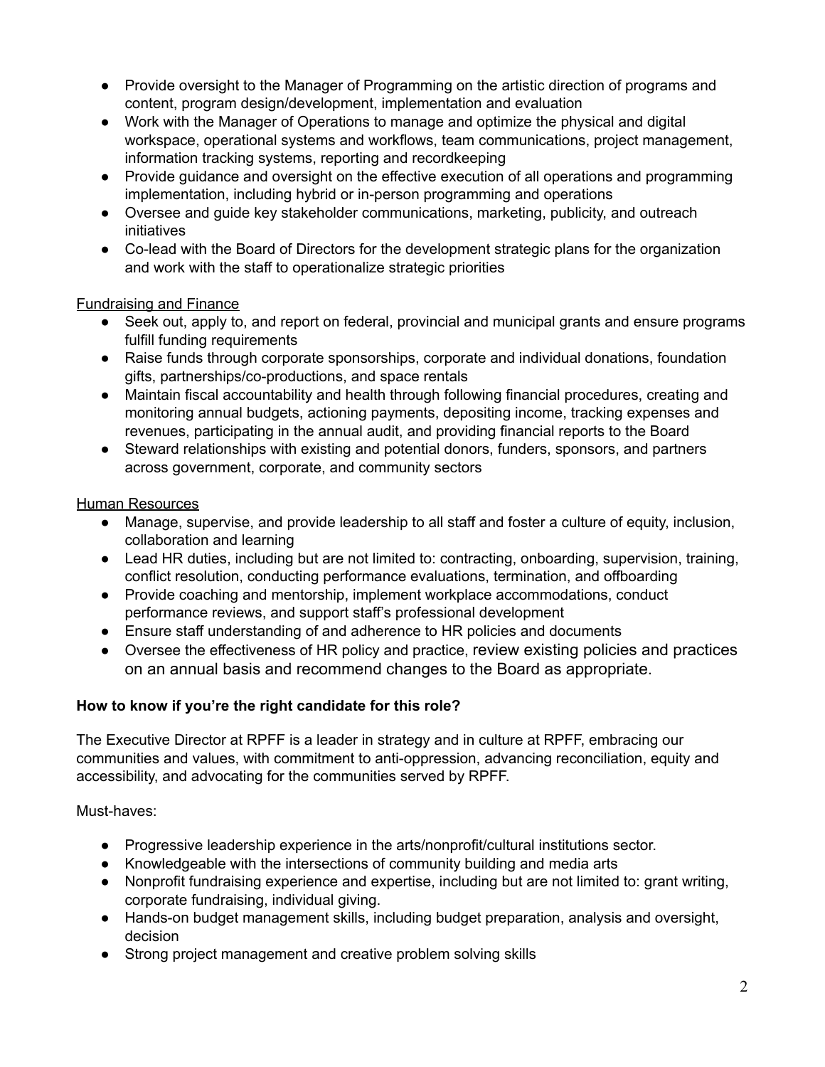- Provide oversight to the Manager of Programming on the artistic direction of programs and content, program design/development, implementation and evaluation
- Work with the Manager of Operations to manage and optimize the physical and digital workspace, operational systems and workflows, team communications, project management, information tracking systems, reporting and recordkeeping
- Provide guidance and oversight on the effective execution of all operations and programming implementation, including hybrid or in-person programming and operations
- Oversee and guide key stakeholder communications, marketing, publicity, and outreach initiatives
- Co-lead with the Board of Directors for the development strategic plans for the organization and work with the staff to operationalize strategic priorities

<u>Fundraising and Finance</u>

- Seek out, apply to, and report on federal, provincial and municipal grants and ensure programs fulfill funding requirements
- Raise funds through corporate sponsorships, corporate and individual donations, foundation gifts, partnerships/co-productions, and space rentals
- Maintain fiscal accountability and health through following financial procedures, creating and monitoring annual budgets, actioning payments, depositing income, tracking expenses and revenues, participating in the annual audit, and providing financial reports to the Board
- Steward relationships with existing and potential donors, funders, sponsors, and partners across government, corporate, and community sectors

<u>Human Resources</u>

- Manage, supervise, and provide leadership to all staff and foster a culture of equity, inclusion, collaboration and learning
- Lead HR duties, including but are not limited to: contracting, onboarding, supervision, training, conflict resolution, conducting performance evaluations, termination, and offboarding
- Provide coaching and mentorship, implement workplace accommodations, conduct performance reviews, and support staff's professional development
- Ensure staff understanding of and adherence to HR policies and documents
- Oversee the effectiveness of HR policy and practice, review existing policies and practices on an annual basis and recommend changes to the Board as appropriate.

**How to know if you're the right candidate for this role?**

The Executive Director at RPFF is a leader in strategy and in culture at RPFF, embracing our communities and values, with commitment to anti-oppression, advancing reconciliation, equity and accessibility, and advocating for the communities served by RPFF.

Must-haves:

- Progressive leadership experience in the arts/nonprofit/cultural institutions sector.
- Knowledgeable with the intersections of community building and media arts
- Nonprofit fundraising experience and expertise, including but are not limited to: grant writing, corporate fundraising, individual giving.
- Hands-on budget management skills, including budget preparation, analysis and oversight, decision
- Strong project management and creative problem solving skills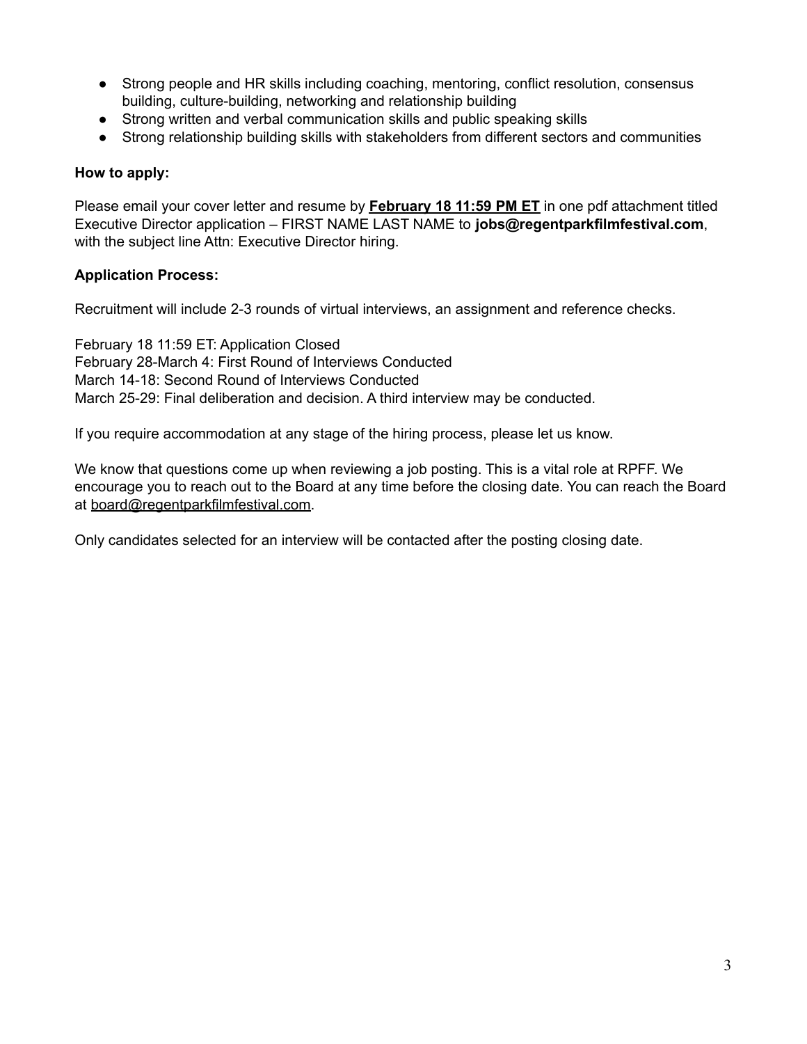- Strong people and HR skills including coaching, mentoring, conflict resolution, consensus building, culture-building, networking and relationship building
- Strong written and verbal communication skills and public speaking skills
- Strong relationship building skills with stakeholders from different sectors and communities

**How to apply:**

Please email your cover letter and resume by **February 18 11:59 PM ET** in one pdf attachment titled Executive Director application – FIRST NAME LAST NAME to **jobs@regentparkfilmfestival.com**, with the subject line Attn: Executive Director hiring.

**Application Process:**

Recruitment will include 2-3 rounds of virtual interviews, an assignment and reference checks.

February 18 11:59 ET: Application Closed
February 28-March 4: First Round of Interviews Conducted
March 14-18: Second Round of Interviews Conducted
March 25-29: Final deliberation and decision. A third interview may be conducted.

If you require accommodation at any stage of the hiring process, please let us know.

We know that questions come up when reviewing a job posting. This is a vital role at RPFF. We encourage you to reach out to the Board at any time before the closing date. You can reach the Board at board@regentparkfilmfestival.com.

Only candidates selected for an interview will be contacted after the posting closing date.